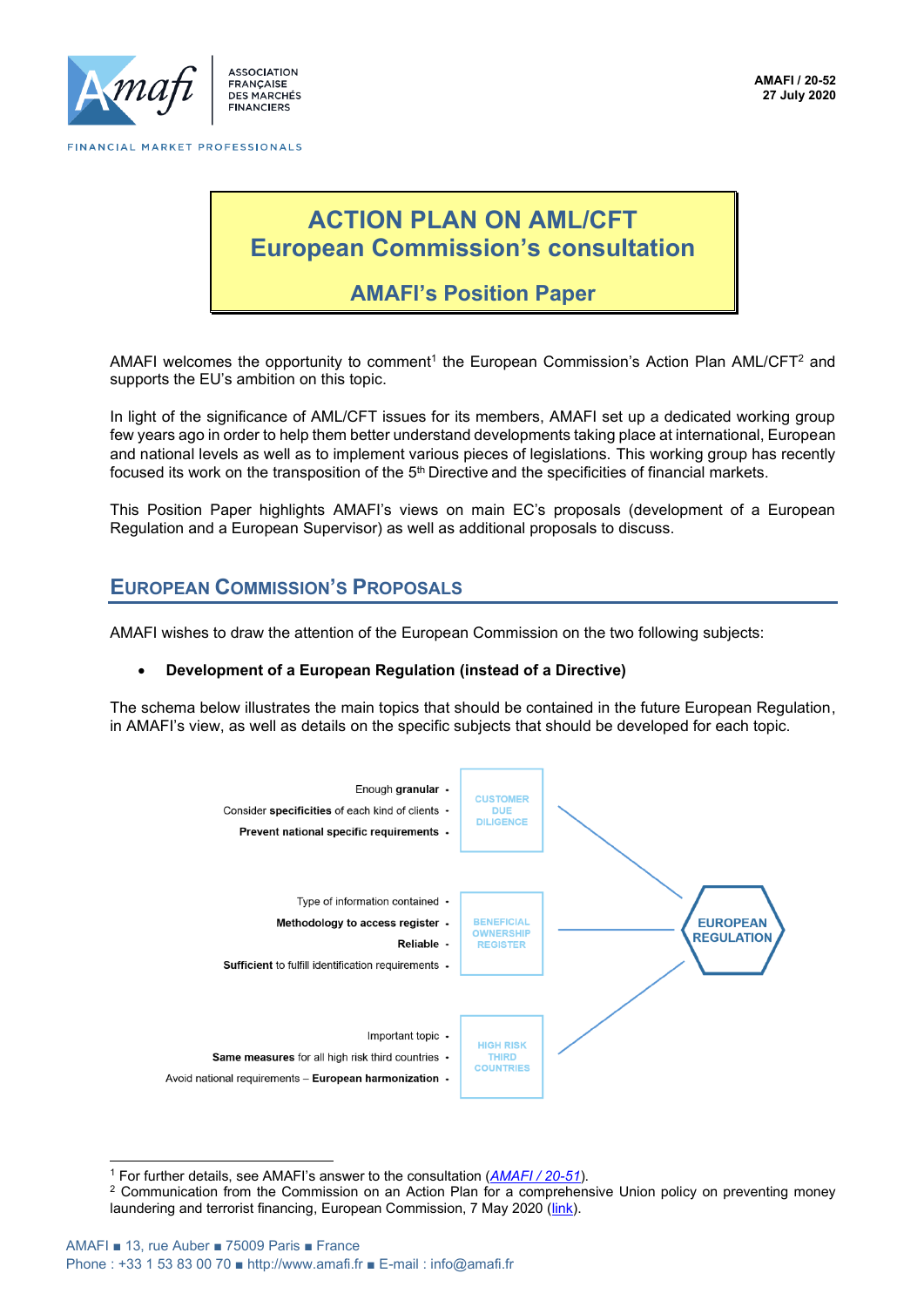AMAFI / 20-52
27 July 2020

# ACTION PLAN ON AML/CFT
# European Commission's consultation

## AMAFI's Position Paper

AMAFI welcomes the opportunity to comment[1] the European Commission's Action Plan AML/CFT[2] and supports the EU's ambition on this topic.

In light of the significance of AML/CFT issues for its members, AMAFI set up a dedicated working group few years ago in order to help them better understand developments taking place at international, European and national levels as well as to implement various pieces of legislations. This working group has recently focused its work on the transposition of the 5th Directive and the specificities of financial markets.

This Position Paper highlights AMAFI's views on main EC's proposals (development of a European Regulation and a European Supervisor) as well as additional proposals to discuss.

## European Commission's Proposals

AMAFI wishes to draw the attention of the European Commission on the two following subjects:

- **Development of a European Regulation (instead of a Directive)**

The schema below illustrates the main topics that should be contained in the future European Regulation, in AMAFI's view, as well as details on the specific subjects that should be developed for each topic.

**EUROPEAN REGULATION**

**CUSTOMER DUE DILIGENCE**
- Enough **granular**
- Consider **specificities** of each kind of clients
- **Prevent national specific requirements**

**BENEFICIAL OWNERSHIP REGISTER**
- Type of information contained
- **Methodology to access register**
- **Reliable**
- **Sufficient** to fulfill identification requirements

**HIGH RISK THIRD COUNTRIES**
- Important topic
- **Same measures** for all high risk third countries
- Avoid national requirements – **European harmonization**

---

[1] For further details, see AMAFI's answer to the consultation (*AMAFI / 20-51*).

[2] Communication from the Commission on an Action Plan for a comprehensive Union policy on preventing money laundering and terrorist financing, European Commission, 7 May 2020 (link).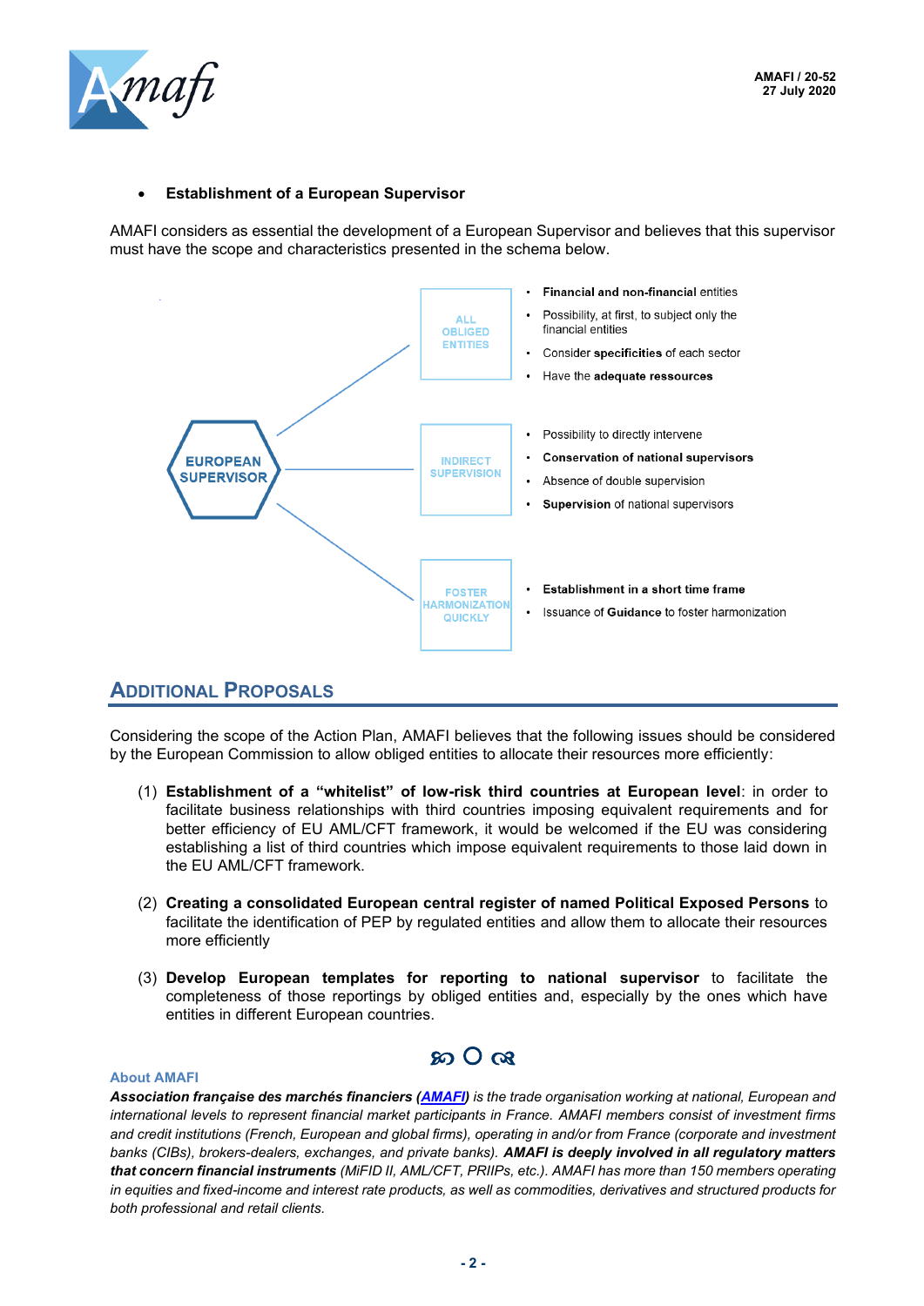- **Establishment of a European Supervisor**

AMAFI considers as essential the development of a European Supervisor and believes that this supervisor must have the scope and characteristics presented in the schema below.

EUROPEAN SUPERVISOR

ALL OBLIGED ENTITIES

- **Financial and non-financial** entities
- Possibility, at first, to subject only the financial entities
- Consider **specificities** of each sector
- Have the **adequate ressources**

INDIRECT SUPERVISION

- Possibility to directly intervene
- **Conservation of national supervisors**
- Absence of double supervision
- **Supervision** of national supervisors

FOSTER HARMONIZATION QUICKLY

- **Establishment in a short time frame**
- Issuance of **Guidance** to foster harmonization

## Additional Proposals

Considering the scope of the Action Plan, AMAFI believes that the following issues should be considered by the European Commission to allow obliged entities to allocate their resources more efficiently:

(1) **Establishment of a "whitelist" of low-risk third countries at European level**: in order to facilitate business relationships with third countries imposing equivalent requirements and for better efficiency of EU AML/CFT framework, it would be welcomed if the EU was considering establishing a list of third countries which impose equivalent requirements to those laid down in the EU AML/CFT framework.

(2) **Creating a consolidated European central register of named Political Exposed Persons** to facilitate the identification of PEP by regulated entities and allow them to allocate their resources more efficiently

(3) **Develop European templates for reporting to national supervisor** to facilitate the completeness of those reportings by obliged entities and, especially by the ones which have entities in different European countries.

ꕤ O ꕤ

**About AMAFI**

***Association française des marchés financiers (AMAFI)*** *is the trade organisation working at national, European and international levels to represent financial market participants in France. AMAFI members consist of investment firms and credit institutions (French, European and global firms), operating in and/or from France (corporate and investment banks (CIBs), brokers-dealers, exchanges, and private banks).* ***AMAFI is deeply involved in all regulatory matters that concern financial instruments*** *(MiFID II, AML/CFT, PRIIPs, etc.). AMAFI has more than 150 members operating in equities and fixed-income and interest rate products, as well as commodities, derivatives and structured products for both professional and retail clients.*